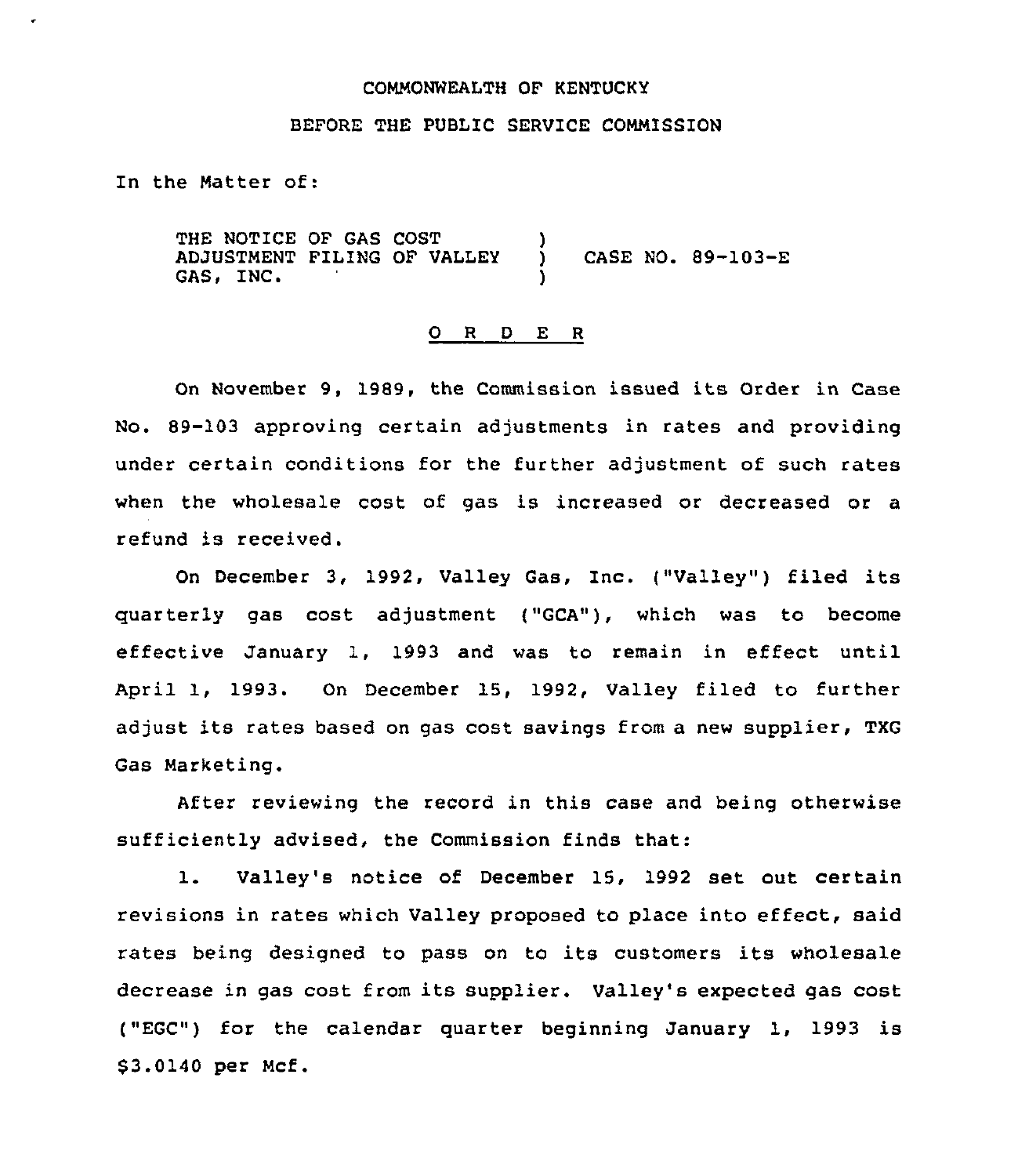COMMONWEALTH OF KENTUCKY

BEFORE THE PUBLIC SERVICE COMMISSION

In the Matter of:

THE NOTICE OF GAS COST ADJUSTMENT FILING OF VALLEY GAS, INC. ) CASE NO. 89-103-E

## O R D E R

On November 9, 1989, the Commission issued its Order in Case No. 89-103 approving certain adjustments in rates and providing under certain conditions for the further adjustment of such rates when the wholesale cost of gas is increased or decreased or a refund is received.

On December 3, 1992, Valley Gas, Inc. ("Valley") filed its quarterly gas cost adjustment ("GCA"), which was to become effective January 1, 1993 and was to remain in effect until April 1, 1993. On December 15, 1992, Valley filed to further adjust its rates based on gas cost savings from a new supplier, TXG Gas Marketing.

After reviewing the record in this case and being otherwise sufficiently advised, the Commission finds that:

1. Valley's notice of December 15, 1992 set out certain revisions in rates which Valley proposed to place into effect, said rates being designed to pass on to its customers its wholesale decrease in gas cost from its supplier. Valley's expected gas cost ("EGC") for the calendar quarter beginning January 1, 1993 is $3.0140 per Mcf.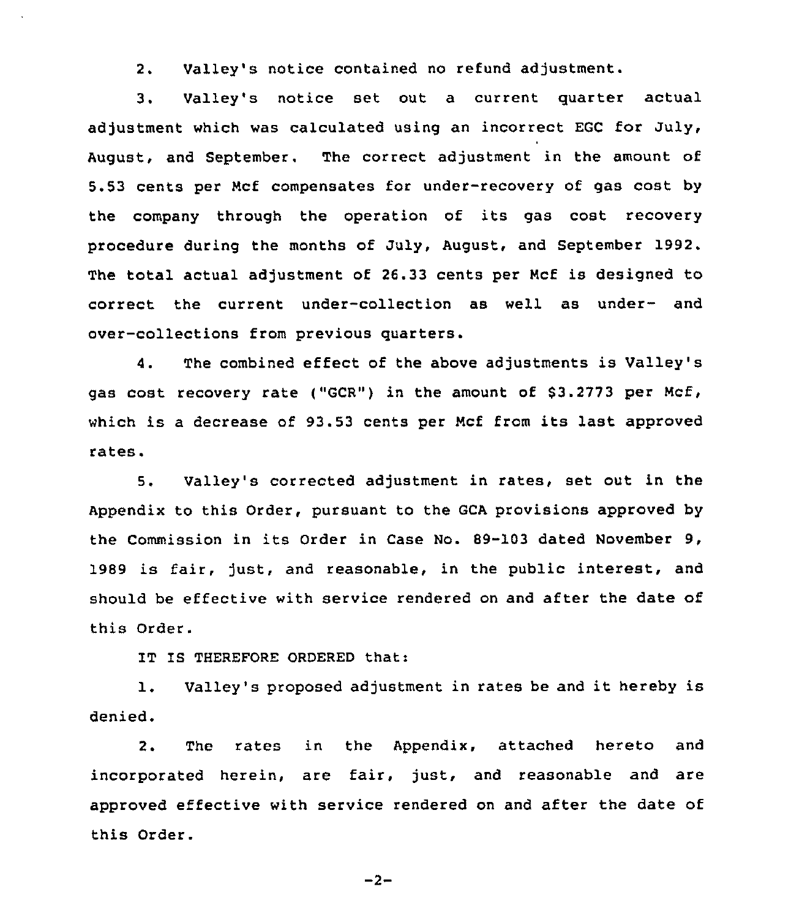2. Valley's notice contained no refund adjustment.

3. Valley's notice set out a current quarter actual adjustment which was calculated using an incorrect EGC for July, August, and September. The correct adjustment in the amount of 5.53 cents per Mcf compensates for under-recovery of gas cost by the company through the operation of its gas cost recovery procedure during the months of July, August, and September 1992. The total actual adjustment of 26.33 cents per Mcf is designed to correct the current under-collection as well as under- and over-collections from previous quarters.

4. The combined effect of the above adjustments is Valley's gas cost recovery rate ("GCR") in the amount of $3.2773 per Mcf, which is a decrease of 93.53 cents per Mcf from its last approved rates.

5. Valley's corrected adjustment in rates, set out in the Appendix to this Order, pursuant to the GCA provisions approved by the Commission in its Order in Case No. 89-103 dated November 9, 1989 is fair, just, and reasonable, in the public interest, and should be effective with service rendered on and after the date of this Order.

IT IS THEREFORE ORDERED that:

1. Valley's proposed adjustment in rates be and it hereby is denied.

2. The rates in the Appendix, attached hereto and incorporated herein, are fair, just, and reasonable and are approved effective with service rendered on and after the date of this Order.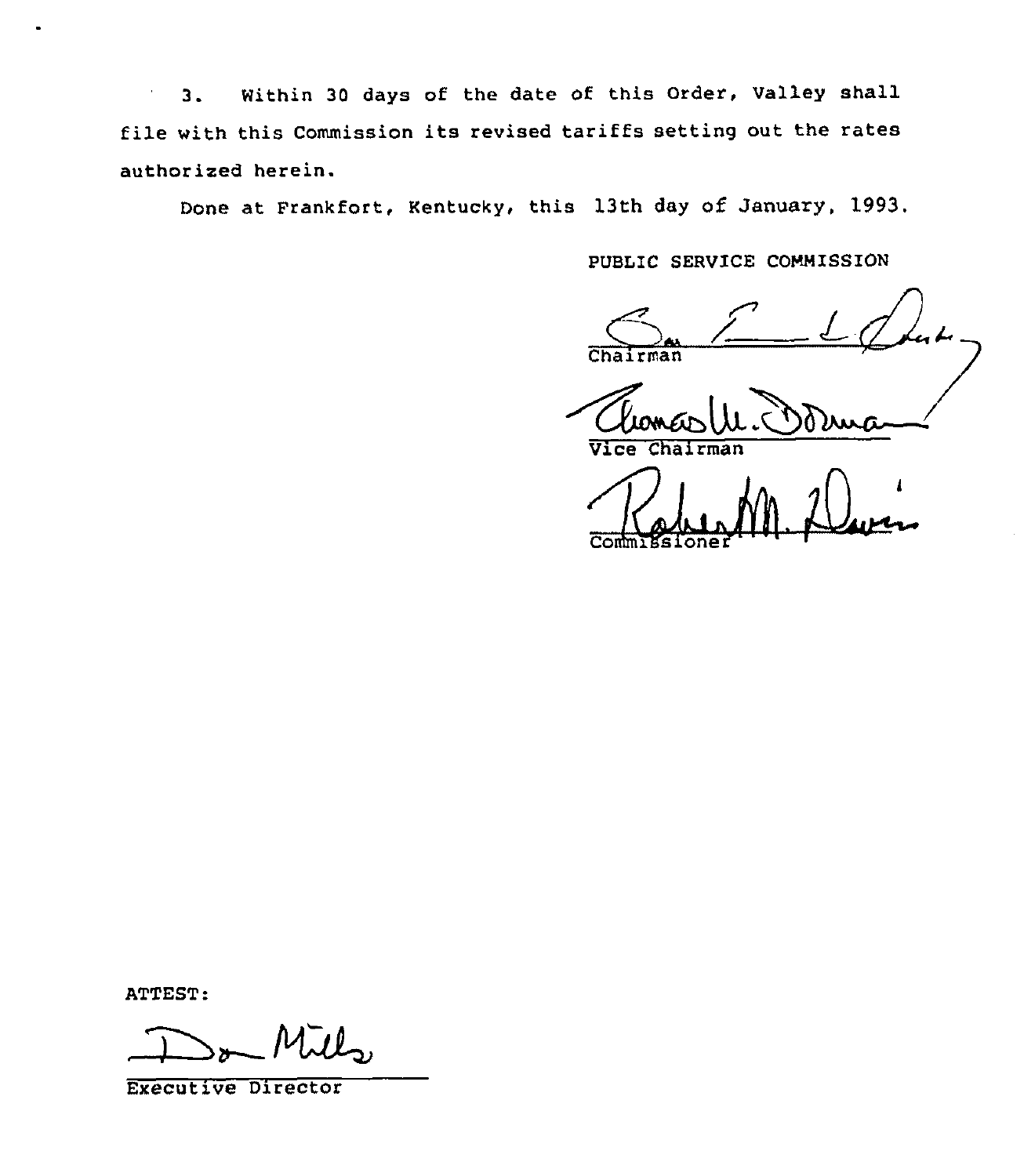3. Within 30 days of the date of this Order, Valley shall file with this Commission its revised tariffs setting out the rates authorized herein.

Done at Frankfort, Kentucky, this 13th day of January, 1993.

PUBLIC SERVICE COMMISSION

Chairman

Vice Chairman

Commissioner

ATTEST:

Executive Director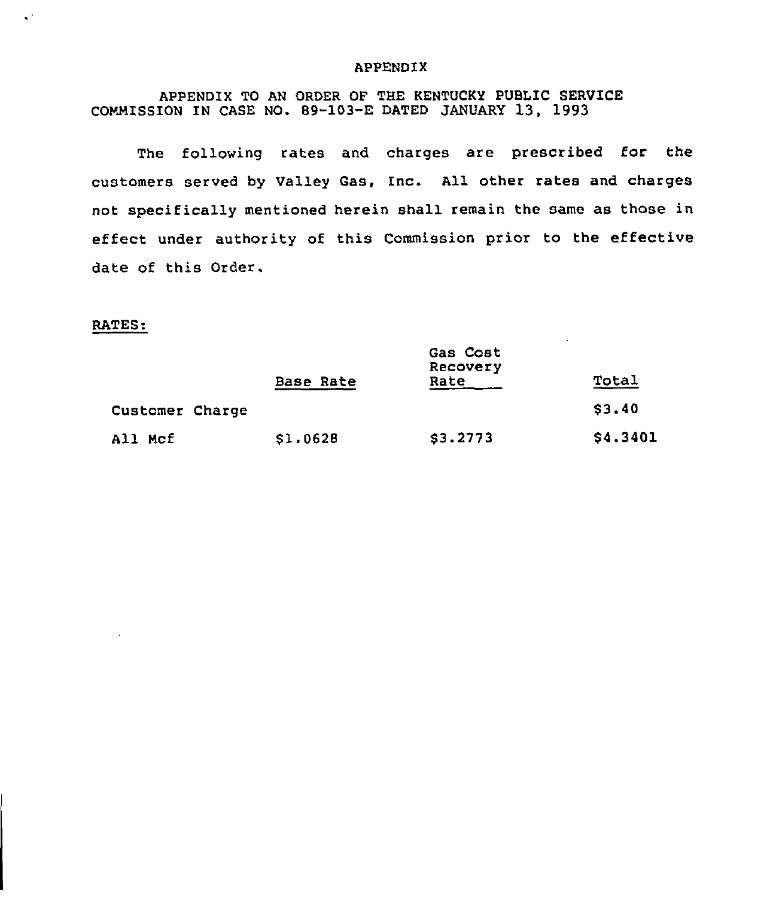# APPENDIX

APPENDIX TO AN ORDER OF THE KENTUCKY PUBLIC SERVICE COMMISSION IN CASE NO. 89-103-E DATED JANUARY 13, 1993

The following rates and charges are prescribed for the customers served by Valley Gas, Inc. All other rates and charges not specifically mentioned herein shall remain the same as those in effect under authority of this Commission prior to the effective date of this Order.

RATES:

| | Base Rate | Gas Cost Recovery Rate | Total |
|---|---|---|---|
| Customer Charge | | | $3.40 |
| All Mcf | $1.0628 | $3.2773 | $4.3401 |